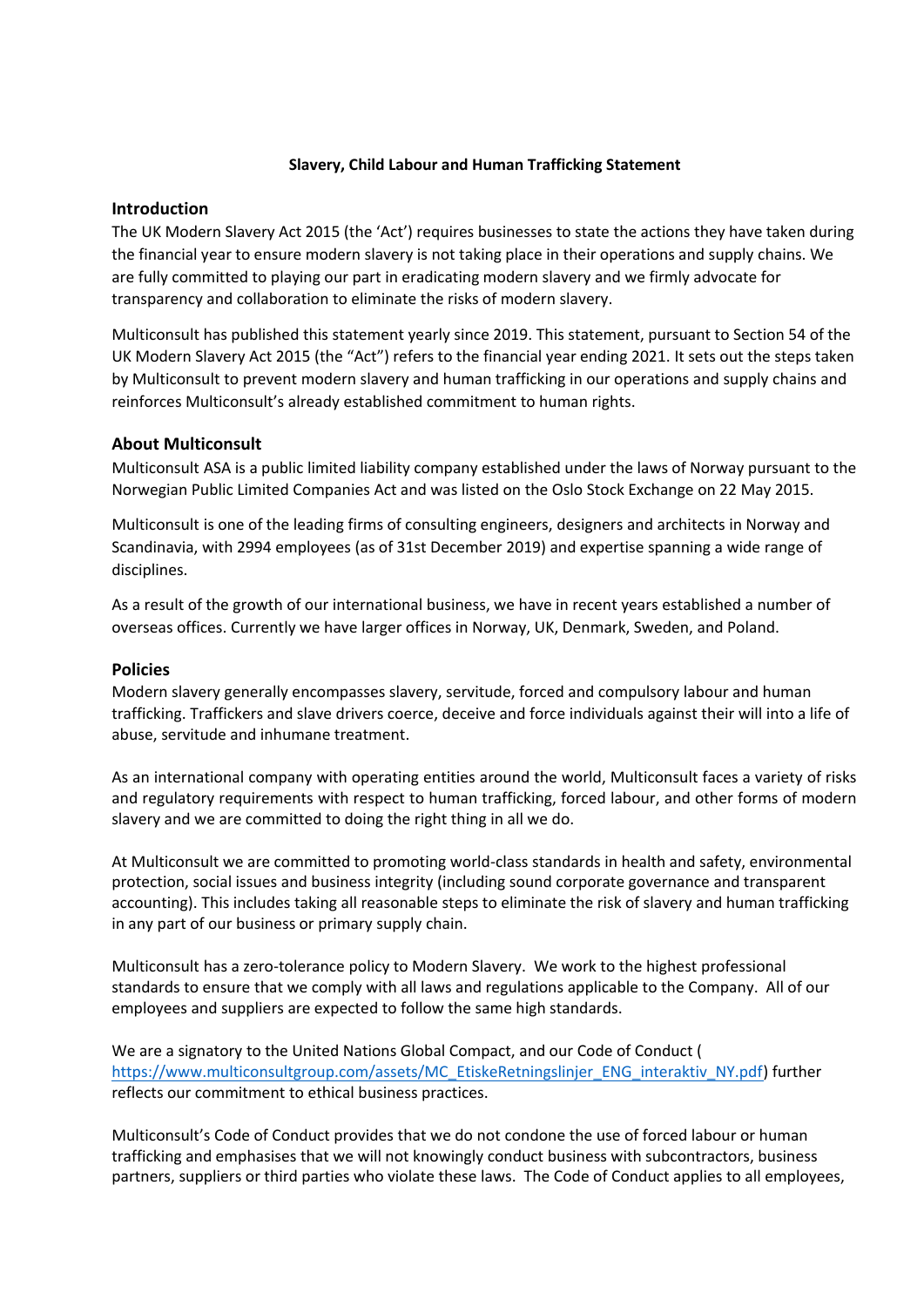**Slavery, Child Labour and Human Trafficking Statement**

## Introduction

The UK Modern Slavery Act 2015 (the 'Act') requires businesses to state the actions they have taken during the financial year to ensure modern slavery is not taking place in their operations and supply chains. We are fully committed to playing our part in eradicating modern slavery and we firmly advocate for transparency and collaboration to eliminate the risks of modern slavery.

Multiconsult has published this statement yearly since 2019. This statement, pursuant to Section 54 of the UK Modern Slavery Act 2015 (the "Act") refers to the financial year ending 2021. It sets out the steps taken by Multiconsult to prevent modern slavery and human trafficking in our operations and supply chains and reinforces Multiconsult's already established commitment to human rights.

## About Multiconsult

Multiconsult ASA is a public limited liability company established under the laws of Norway pursuant to the Norwegian Public Limited Companies Act and was listed on the Oslo Stock Exchange on 22 May 2015.

Multiconsult is one of the leading firms of consulting engineers, designers and architects in Norway and Scandinavia, with 2994 employees (as of 31st December 2019) and expertise spanning a wide range of disciplines.

As a result of the growth of our international business, we have in recent years established a number of overseas offices. Currently we have larger offices in Norway, UK, Denmark, Sweden, and Poland.

## Policies

Modern slavery generally encompasses slavery, servitude, forced and compulsory labour and human trafficking. Traffickers and slave drivers coerce, deceive and force individuals against their will into a life of abuse, servitude and inhumane treatment.

As an international company with operating entities around the world, Multiconsult faces a variety of risks and regulatory requirements with respect to human trafficking, forced labour, and other forms of modern slavery and we are committed to doing the right thing in all we do.

At Multiconsult we are committed to promoting world-class standards in health and safety, environmental protection, social issues and business integrity (including sound corporate governance and transparent accounting). This includes taking all reasonable steps to eliminate the risk of slavery and human trafficking in any part of our business or primary supply chain.

Multiconsult has a zero-tolerance policy to Modern Slavery. We work to the highest professional standards to ensure that we comply with all laws and regulations applicable to the Company. All of our employees and suppliers are expected to follow the same high standards.

We are a signatory to the United Nations Global Compact, and our Code of Conduct ( [https://www.multiconsultgroup.com/assets/MC_EtiskeRetningslinjer_ENG_interaktiv_NY.pdf](https://www.multiconsultgroup.com/assets/MC_EtiskeRetningslinjer_ENG_interaktiv_NY.pdf)) further reflects our commitment to ethical business practices.

Multiconsult's Code of Conduct provides that we do not condone the use of forced labour or human trafficking and emphasises that we will not knowingly conduct business with subcontractors, business partners, suppliers or third parties who violate these laws. The Code of Conduct applies to all employees,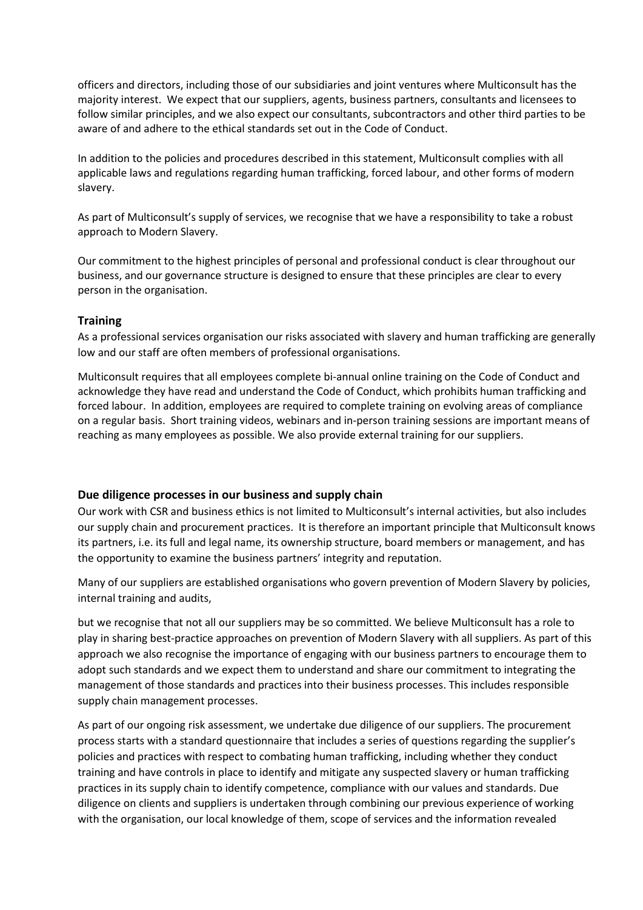officers and directors, including those of our subsidiaries and joint ventures where Multiconsult has the majority interest. We expect that our suppliers, agents, business partners, consultants and licensees to follow similar principles, and we also expect our consultants, subcontractors and other third parties to be aware of and adhere to the ethical standards set out in the Code of Conduct.

In addition to the policies and procedures described in this statement, Multiconsult complies with all applicable laws and regulations regarding human trafficking, forced labour, and other forms of modern slavery.

As part of Multiconsult's supply of services, we recognise that we have a responsibility to take a robust approach to Modern Slavery.

Our commitment to the highest principles of personal and professional conduct is clear throughout our business, and our governance structure is designed to ensure that these principles are clear to every person in the organisation.

## Training

As a professional services organisation our risks associated with slavery and human trafficking are generally low and our staff are often members of professional organisations.

Multiconsult requires that all employees complete bi-annual online training on the Code of Conduct and acknowledge they have read and understand the Code of Conduct, which prohibits human trafficking and forced labour. In addition, employees are required to complete training on evolving areas of compliance on a regular basis. Short training videos, webinars and in-person training sessions are important means of reaching as many employees as possible. We also provide external training for our suppliers.

## Due diligence processes in our business and supply chain

Our work with CSR and business ethics is not limited to Multiconsult's internal activities, but also includes our supply chain and procurement practices. It is therefore an important principle that Multiconsult knows its partners, i.e. its full and legal name, its ownership structure, board members or management, and has the opportunity to examine the business partners' integrity and reputation.

Many of our suppliers are established organisations who govern prevention of Modern Slavery by policies, internal training and audits,

but we recognise that not all our suppliers may be so committed. We believe Multiconsult has a role to play in sharing best-practice approaches on prevention of Modern Slavery with all suppliers. As part of this approach we also recognise the importance of engaging with our business partners to encourage them to adopt such standards and we expect them to understand and share our commitment to integrating the management of those standards and practices into their business processes. This includes responsible supply chain management processes.

As part of our ongoing risk assessment, we undertake due diligence of our suppliers. The procurement process starts with a standard questionnaire that includes a series of questions regarding the supplier's policies and practices with respect to combating human trafficking, including whether they conduct training and have controls in place to identify and mitigate any suspected slavery or human trafficking practices in its supply chain to identify competence, compliance with our values and standards. Due diligence on clients and suppliers is undertaken through combining our previous experience of working with the organisation, our local knowledge of them, scope of services and the information revealed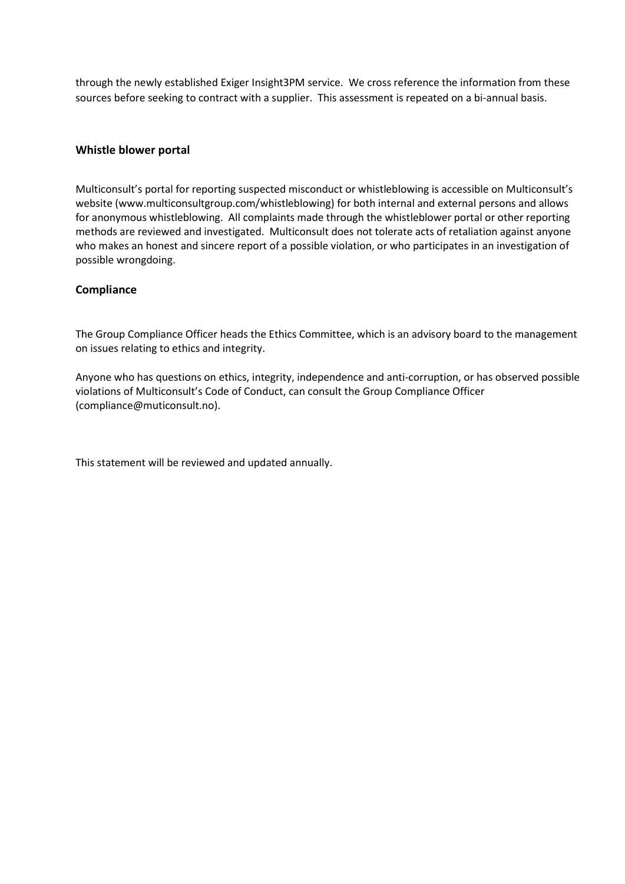through the newly established Exiger Insight3PM service. We cross reference the information from these sources before seeking to contract with a supplier. This assessment is repeated on a bi-annual basis.

## Whistle blower portal

Multiconsult's portal for reporting suspected misconduct or whistleblowing is accessible on Multiconsult's website (www.multiconsultgroup.com/whistleblowing) for both internal and external persons and allows for anonymous whistleblowing. All complaints made through the whistleblower portal or other reporting methods are reviewed and investigated. Multiconsult does not tolerate acts of retaliation against anyone who makes an honest and sincere report of a possible violation, or who participates in an investigation of possible wrongdoing.

## Compliance

The Group Compliance Officer heads the Ethics Committee, which is an advisory board to the management on issues relating to ethics and integrity.

Anyone who has questions on ethics, integrity, independence and anti-corruption, or has observed possible violations of Multiconsult's Code of Conduct, can consult the Group Compliance Officer (compliance@muticonsult.no).

This statement will be reviewed and updated annually.